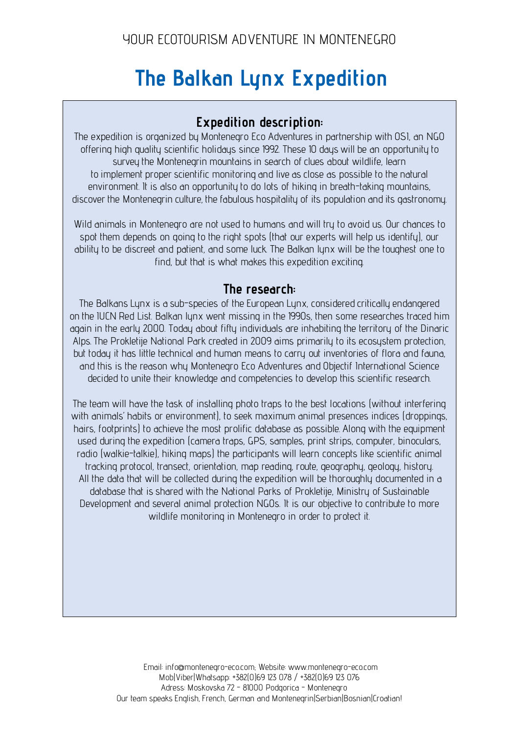YOUR ECOTOURISM ADVENTURE IN MONTENEGRO

# The Balkan Lynx Expedition

## Expedition description:

The expedition is organized by Montenegro Eco Adventures in partnership with OSI, an NGO offering high quality scientific holidays since 1992. These 10 days will be an opportunity to survey the Montenegrin mountains in search of clues about wildlife, learn to implement proper scientific monitoring and live as close as possible to the natural environment. It is also an opportunity to do lots of hiking in breath-taking mountains, discover the Montenegrin culture, the fabulous hospitality of its population and its gastronomy.

Wild animals in Montenegro are not used to humans and will try to avoid us. Our chances to spot them depends on going to the right spots (that our experts will help us identify), our ability to be discreet and patient, and some luck. The Balkan lynx will be the toughest one to find, but that is what makes this expedition exciting.

## The research:

The Balkans Lynx is a sub-species of the European Lynx, considered critically endangered on the IUCN Red List. Balkan lynx went missing in the 1990s, then some researches traced him again in the early 2000. Today about fifty individuals are inhabiting the territory of the Dinaric Alps. The Prokletije National Park created in 2009 aims primarily to its ecosystem protection, but today it has little technical and human means to carry out inventories of flora and fauna, and this is the reason why Montenegro Eco Adventures and Objectif International Science decided to unite their knowledge and competencies to develop this scientific research.

The team will have the task of installing photo traps to the best locations (without interfering with animals' habits or environment), to seek maximum animal presences indices (droppings, hairs, footprints) to achieve the most prolific database as possible. Along with the equipment used during the expedition (camera traps, GPS, samples, print strips, computer, binoculars, radio (walkie-talkie), hiking maps) the participants will learn concepts like scientific animal tracking protocol, transect, orientation, map reading, route, geography, geology, history. All the data that will be collected during the expedition will be thoroughly documented in a database that is shared with the National Parks of Prokletije, Ministry of Sustainable Development and several animal protection NGOs. It is our objective to contribute to more wildlife monitoring in Montenegro in order to protect it.

Email: info@montenegro-eco.com; Website: www.montenegro-eco.com
Mob|Viber|Whatsapp: +382(0)69 123 078 / +382(0)69 123 076
Adress: Moskovska 72 - 81000 Podgorica - Montenegro
Our team speaks English, French, German and Montenegrin|Serbian|Bosnian|Croatian!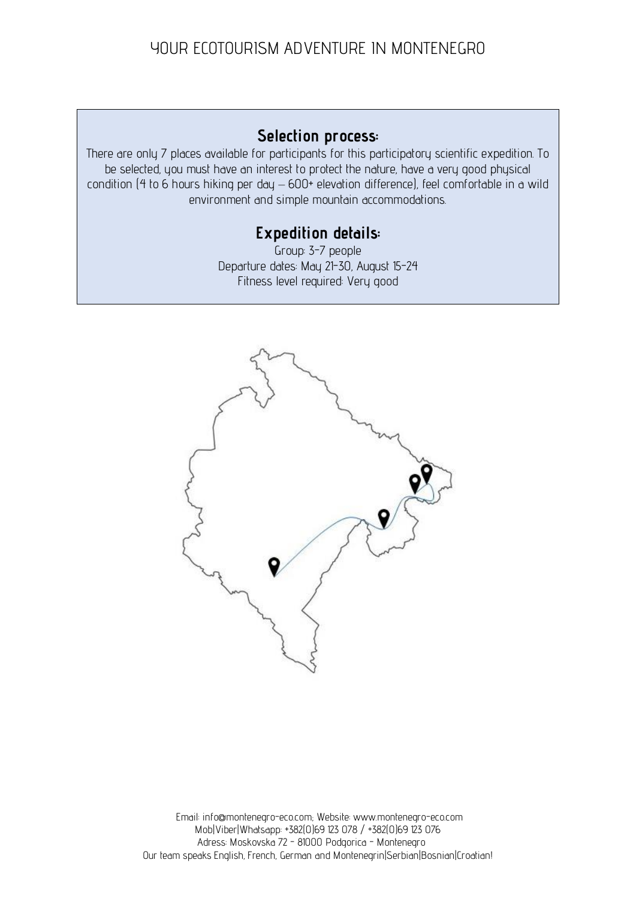## Selection process:

There are only 7 places available for participants for this participatory scientific expedition. To be selected, you must have an interest to protect the nature, have a very good physical condition (4 to 6 hours hiking per day – 600+ elevation difference), feel comfortable in a wild environment and simple mountain accommodations.

## Expedition details:

Group: 3-7 people
Departure dates: May 21-30, August 15-24
Fitness level required: Very good

Email: info@montenegro-eco.com; Website: www.montenegro-eco.com
Mob|Viber|Whatsapp: +382(0)69 123 078 / +382(0)69 123 076
Adress: Moskovska 72 - 81000 Podgorica - Montenegro
Our team speaks English, French, German and Montenegrin|Serbian|Bosnian|Croatian!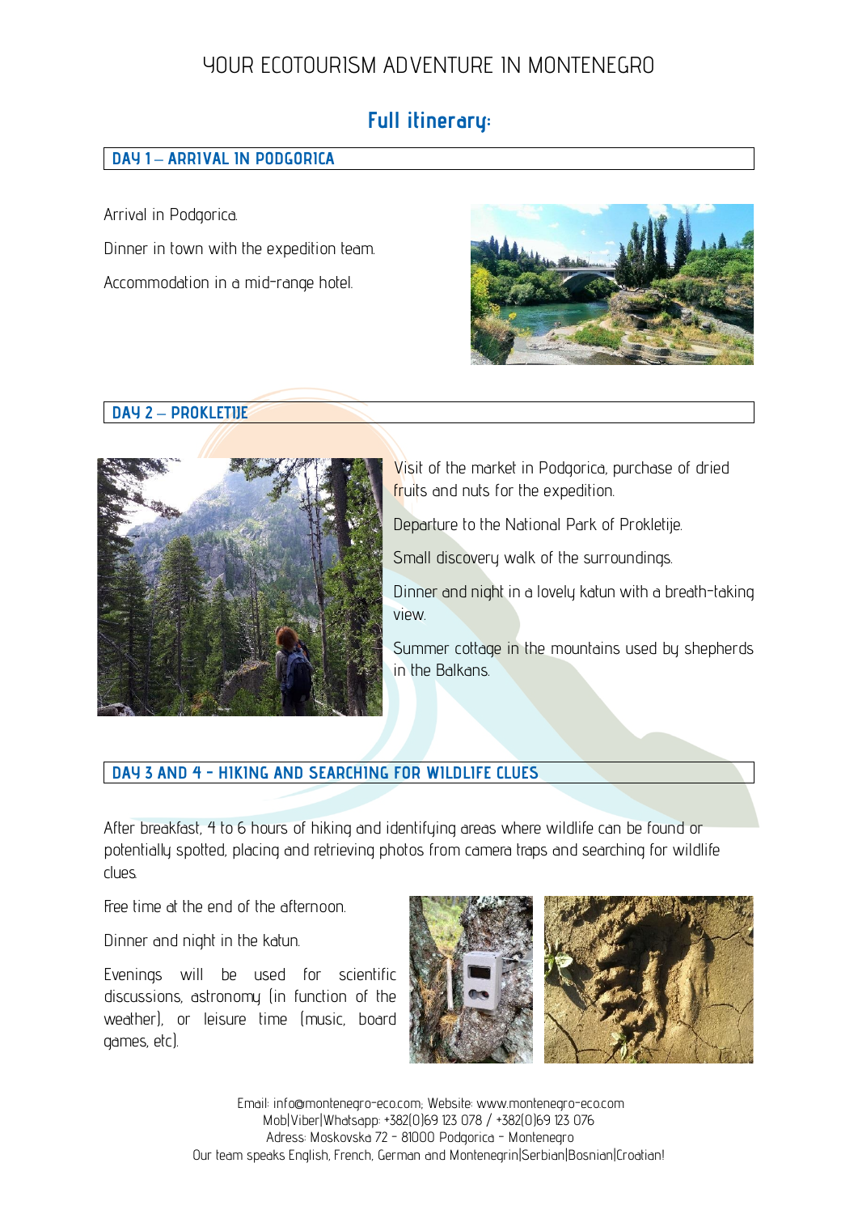# YOUR ECOTOURISM ADVENTURE IN MONTENEGRO

## Full itinerary:

### DAY 1 – ARRIVAL IN PODGORICA

Arrival in Podgorica.

Dinner in town with the expedition team.

Accommodation in a mid-range hotel.

### DAY 2 – PROKLETIJE

Visit of the market in Podgorica, purchase of dried fruits and nuts for the expedition.

Departure to the National Park of Prokletije.

Small discovery walk of the surroundings.

Dinner and night in a lovely katun with a breath-taking view.

Summer cottage in the mountains used by shepherds in the Balkans.

### DAY 3 AND 4 - HIKING AND SEARCHING FOR WILDLIFE CLUES

After breakfast, 4 to 6 hours of hiking and identifying areas where wildlife can be found or potentially spotted, placing and retrieving photos from camera traps and searching for wildlife clues.

Free time at the end of the afternoon.

Dinner and night in the katun.

Evenings will be used for scientific discussions, astronomy (in function of the weather), or leisure time (music, board games, etc).

Email: info@montenegro-eco.com; Website: www.montenegro-eco.com
Mob|Viber|Whatsapp: +382(0)69 123 078 / +382(0)69 123 076
Adress: Moskovska 72 - 81000 Podgorica - Montenegro
Our team speaks English, French, German and Montenegrin|Serbian|Bosnian|Croatian!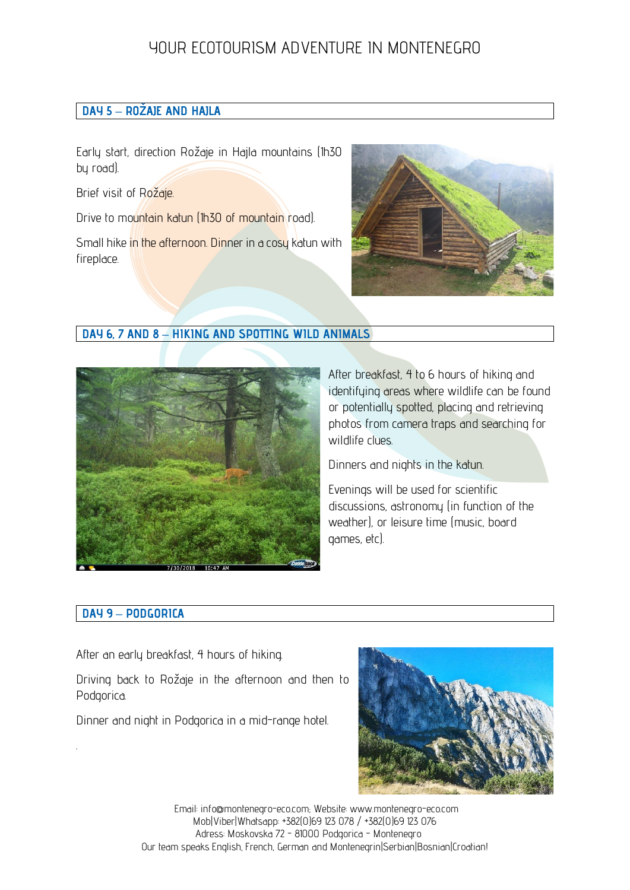## DAY 5 – ROŽAJE AND HAJLA

Early start, direction Rožaje in Hajla mountains (1h30 by road).

Brief visit of Rožaje.

Drive to mountain katun (1h30 of mountain road).

Small hike in the afternoon. Dinner in a cosy katun with fireplace.

## DAY 6, 7 AND 8 – HIKING AND SPOTTING WILD ANIMALS

After breakfast, 4 to 6 hours of hiking and identifying areas where wildlife can be found or potentially spotted, placing and retrieving photos from camera traps and searching for wildlife clues.

Dinners and nights in the katun.

Evenings will be used for scientific discussions, astronomy (in function of the weather), or leisure time (music, board games, etc).

## DAY 9 – PODGORICA

After an early breakfast, 4 hours of hiking.

Driving back to Rožaje in the afternoon and then to Podgorica.

Dinner and night in Podgorica in a mid-range hotel.

Email: info@montenegro-eco.com; Website: www.montenegro-eco.com
Mob|Viber|Whatsapp: +382(0)69 123 078 / +382(0)69 123 076
Adress: Moskovska 72 - 81000 Podgorica - Montenegro
Our team speaks English, French, German and Montenegrin|Serbian|Bosnian|Croatian!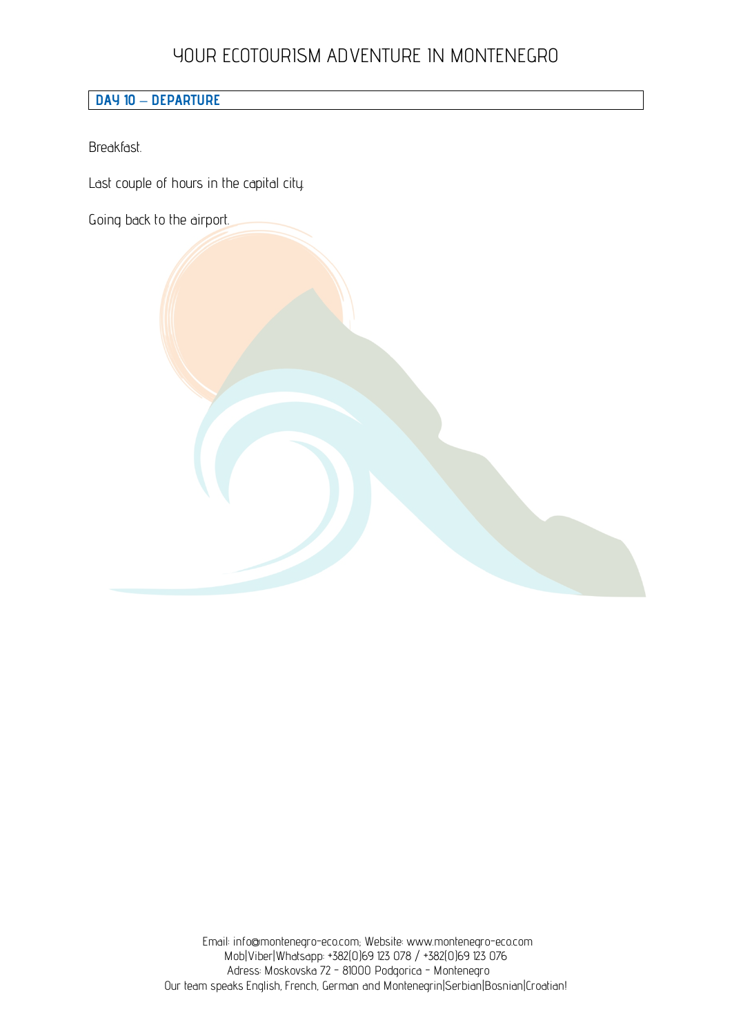## DAY 10 – DEPARTURE

Breakfast.

Last couple of hours in the capital city.

Going back to the airport.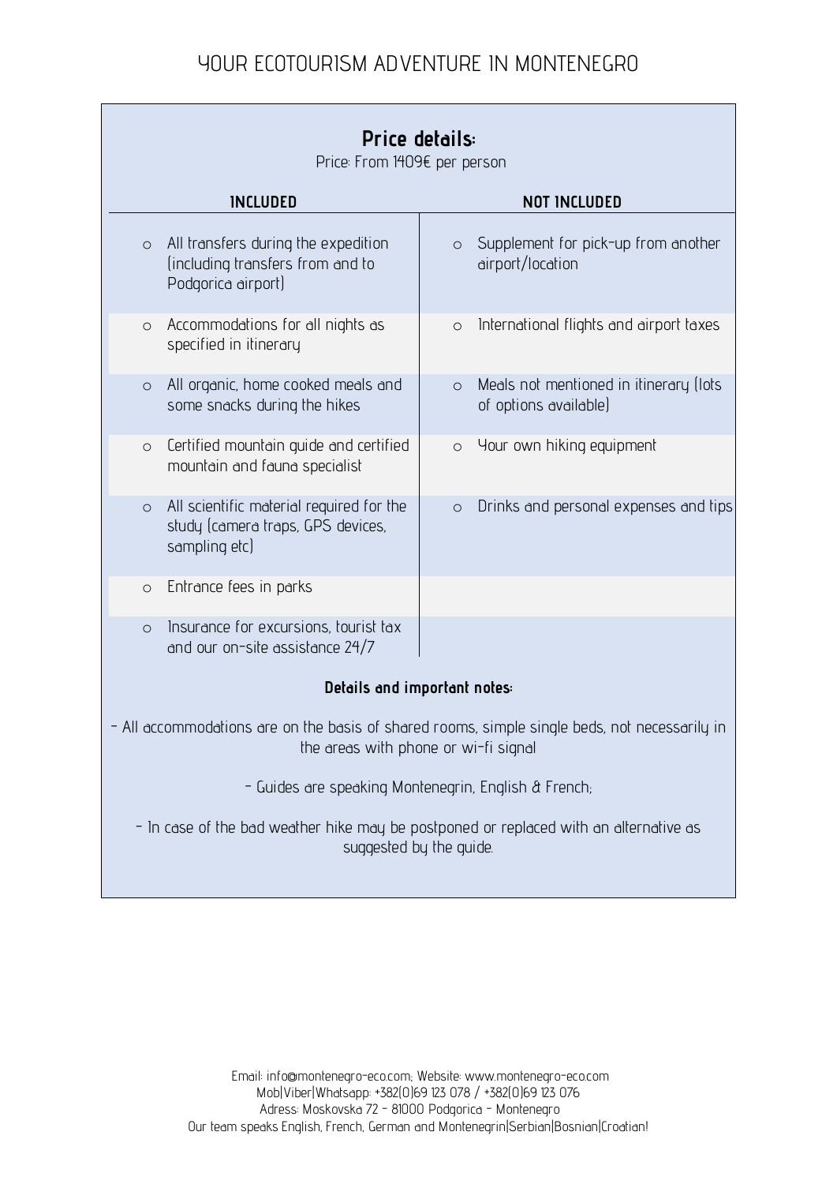# YOUR ECOTOURISM ADVENTURE IN MONTENEGRO

## Price details:

Price: From 1409€ per person

| INCLUDED | NOT INCLUDED |
| --- | --- |
| All transfers during the expedition (including transfers from and to Podgorica airport) | Supplement for pick-up from another airport/location |
| Accommodations for all nights as specified in itinerary | International flights and airport taxes |
| All organic, home cooked meals and some snacks during the hikes | Meals not mentioned in itinerary (lots of options available) |
| Certified mountain guide and certified mountain and fauna specialist | Your own hiking equipment |
| All scientific material required for the study (camera traps, GPS devices, sampling etc) | Drinks and personal expenses and tips |
| Entrance fees in parks | |
| Insurance for excursions, tourist tax and our on-site assistance 24/7 | |

**Details and important notes:**

- All accommodations are on the basis of shared rooms, simple single beds, not necessarily in the areas with phone or wi-fi signal

- Guides are speaking Montenegrin, English & French;

- In case of the bad weather hike may be postponed or replaced with an alternative as suggested by the guide.

Email: info@montenegro-eco.com; Website: www.montenegro-eco.com
Mob|Viber|Whatsapp: +382(0)69 123 078 / +382(0)69 123 076
Adress: Moskovska 72 - 81000 Podgorica - Montenegro
Our team speaks English, French, German and Montenegrin|Serbian|Bosnian|Croatian!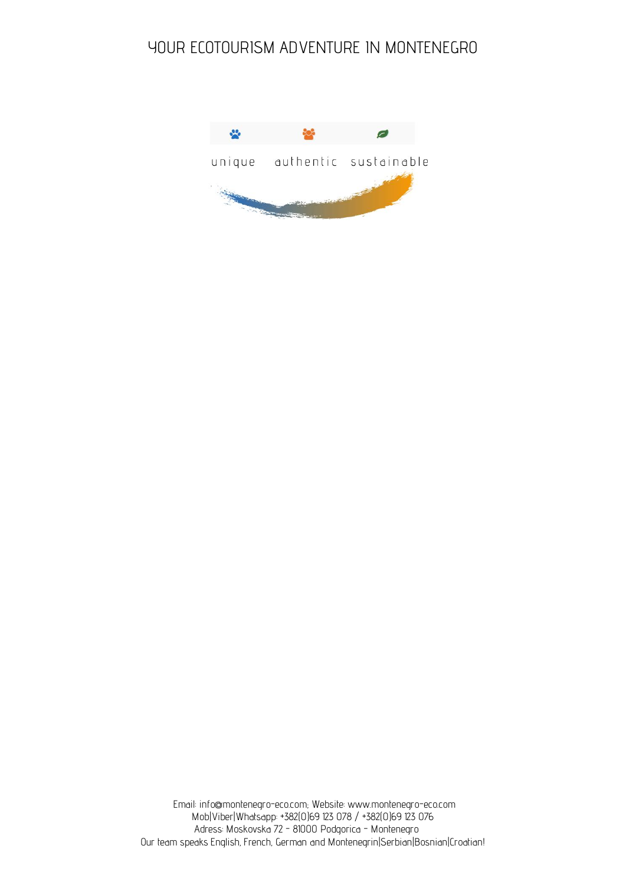YOUR ECOTOURISM ADVENTURE IN MONTENEGRO

unique authentic sustainable

Email: info@montenegro-eco.com; Website: www.montenegro-eco.com
Mob|Viber|Whatsapp: +382(0)69 123 078 / +382(0)69 123 076
Adress: Moskovska 72 - 81000 Podgorica - Montenegro
Our team speaks English, French, German and Montenegrin|Serbian|Bosnian|Croatian!